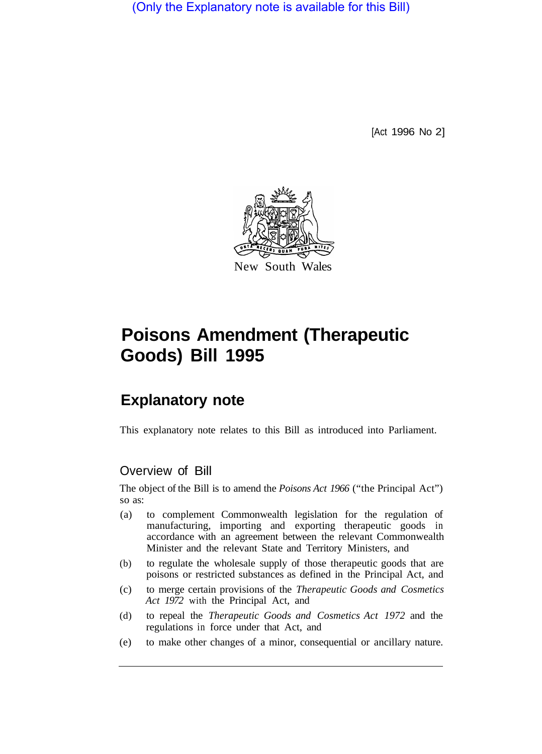(Only the Explanatory note is available for this Bill)

[Act 1996 No 2]

New South Wales

# Poisons Amendment (Therapeutic Goods) Bill 1995

## Explanatory note

This explanatory note relates to this Bill as introduced into Parliament.

### Overview of Bill

The object of the Bill is to amend the *Poisons Act 1966* ("the Principal Act") so as:

(a) to complement Commonwealth legislation for the regulation of manufacturing, importing and exporting therapeutic goods in accordance with an agreement between the relevant Commonwealth Minister and the relevant State and Territory Ministers, and

(b) to regulate the wholesale supply of those therapeutic goods that are poisons or restricted substances as defined in the Principal Act, and

(c) to merge certain provisions of the *Therapeutic Goods and Cosmetics Act 1972* with the Principal Act, and

(d) to repeal the *Therapeutic Goods and Cosmetics Act 1972* and the regulations in force under that Act, and

(e) to make other changes of a minor, consequential or ancillary nature.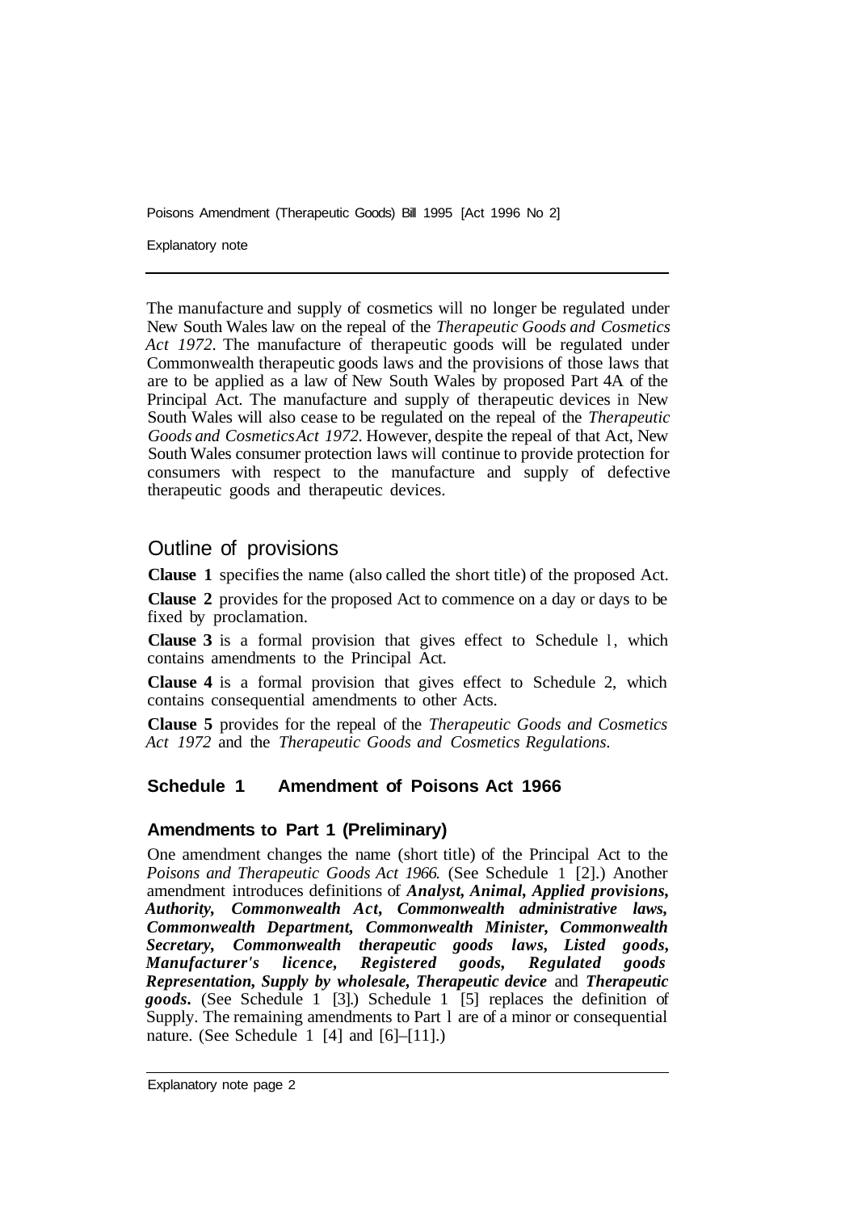The manufacture and supply of cosmetics will no longer be regulated under New South Wales law on the repeal of the *Therapeutic Goods and Cosmetics Act 1972*. The manufacture of therapeutic goods will be regulated under Commonwealth therapeutic goods laws and the provisions of those laws that are to be applied as a law of New South Wales by proposed Part 4A of the Principal Act. The manufacture and supply of therapeutic devices in New South Wales will also cease to be regulated on the repeal of the *Therapeutic Goods and Cosmetics Act 1972*. However, despite the repeal of that Act, New South Wales consumer protection laws will continue to provide protection for consumers with respect to the manufacture and supply of defective therapeutic goods and therapeutic devices.

## Outline of provisions

**Clause 1** specifies the name (also called the short title) of the proposed Act.

**Clause 2** provides for the proposed Act to commence on a day or days to be fixed by proclamation.

**Clause 3** is a formal provision that gives effect to Schedule 1, which contains amendments to the Principal Act.

**Clause 4** is a formal provision that gives effect to Schedule 2, which contains consequential amendments to other Acts.

**Clause 5** provides for the repeal of the *Therapeutic Goods and Cosmetics Act 1972* and the *Therapeutic Goods and Cosmetics Regulations*.

### Schedule 1 Amendment of Poisons Act 1966

#### Amendments to Part 1 (Preliminary)

One amendment changes the name (short title) of the Principal Act to the *Poisons and Therapeutic Goods Act 1966*. (See Schedule 1 [2].) Another amendment introduces definitions of ***Analyst, Animal, Applied provisions, Authority, Commonwealth Act, Commonwealth administrative laws, Commonwealth Department, Commonwealth Minister, Commonwealth Secretary, Commonwealth therapeutic goods laws, Listed goods, Manufacturer's licence, Registered goods, Regulated goods Representation, Supply by wholesale, Therapeutic device*** and ***Therapeutic goods***. (See Schedule 1 [3].) Schedule 1 [5] replaces the definition of Supply. The remaining amendments to Part 1 are of a minor or consequential nature. (See Schedule 1 [4] and [6]–[11].)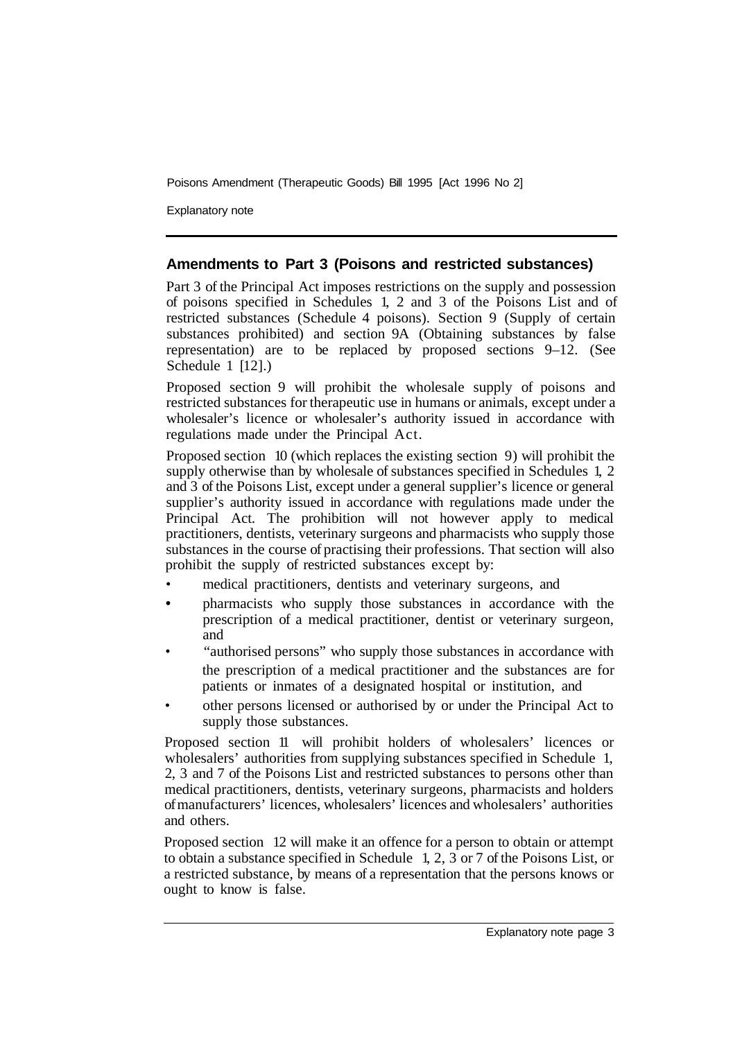## Amendments to Part 3 (Poisons and restricted substances)

Part 3 of the Principal Act imposes restrictions on the supply and possession of poisons specified in Schedules 1, 2 and 3 of the Poisons List and of restricted substances (Schedule 4 poisons). Section 9 (Supply of certain substances prohibited) and section 9A (Obtaining substances by false representation) are to be replaced by proposed sections 9–12. (See Schedule 1 [12].)

Proposed section 9 will prohibit the wholesale supply of poisons and restricted substances for therapeutic use in humans or animals, except under a wholesaler's licence or wholesaler's authority issued in accordance with regulations made under the Principal Act.

Proposed section 10 (which replaces the existing section 9) will prohibit the supply otherwise than by wholesale of substances specified in Schedules 1, 2 and 3 of the Poisons List, except under a general supplier's licence or general supplier's authority issued in accordance with regulations made under the Principal Act. The prohibition will not however apply to medical practitioners, dentists, veterinary surgeons and pharmacists who supply those substances in the course of practising their professions. That section will also prohibit the supply of restricted substances except by:

- medical practitioners, dentists and veterinary surgeons, and
- pharmacists who supply those substances in accordance with the prescription of a medical practitioner, dentist or veterinary surgeon, and
- "authorised persons" who supply those substances in accordance with the prescription of a medical practitioner and the substances are for patients or inmates of a designated hospital or institution, and
- other persons licensed or authorised by or under the Principal Act to supply those substances.

Proposed section 11 will prohibit holders of wholesalers' licences or wholesalers' authorities from supplying substances specified in Schedule 1, 2, 3 and 7 of the Poisons List and restricted substances to persons other than medical practitioners, dentists, veterinary surgeons, pharmacists and holders of manufacturers' licences, wholesalers' licences and wholesalers' authorities and others.

Proposed section 12 will make it an offence for a person to obtain or attempt to obtain a substance specified in Schedule 1, 2, 3 or 7 of the Poisons List, or a restricted substance, by means of a representation that the persons knows or ought to know is false.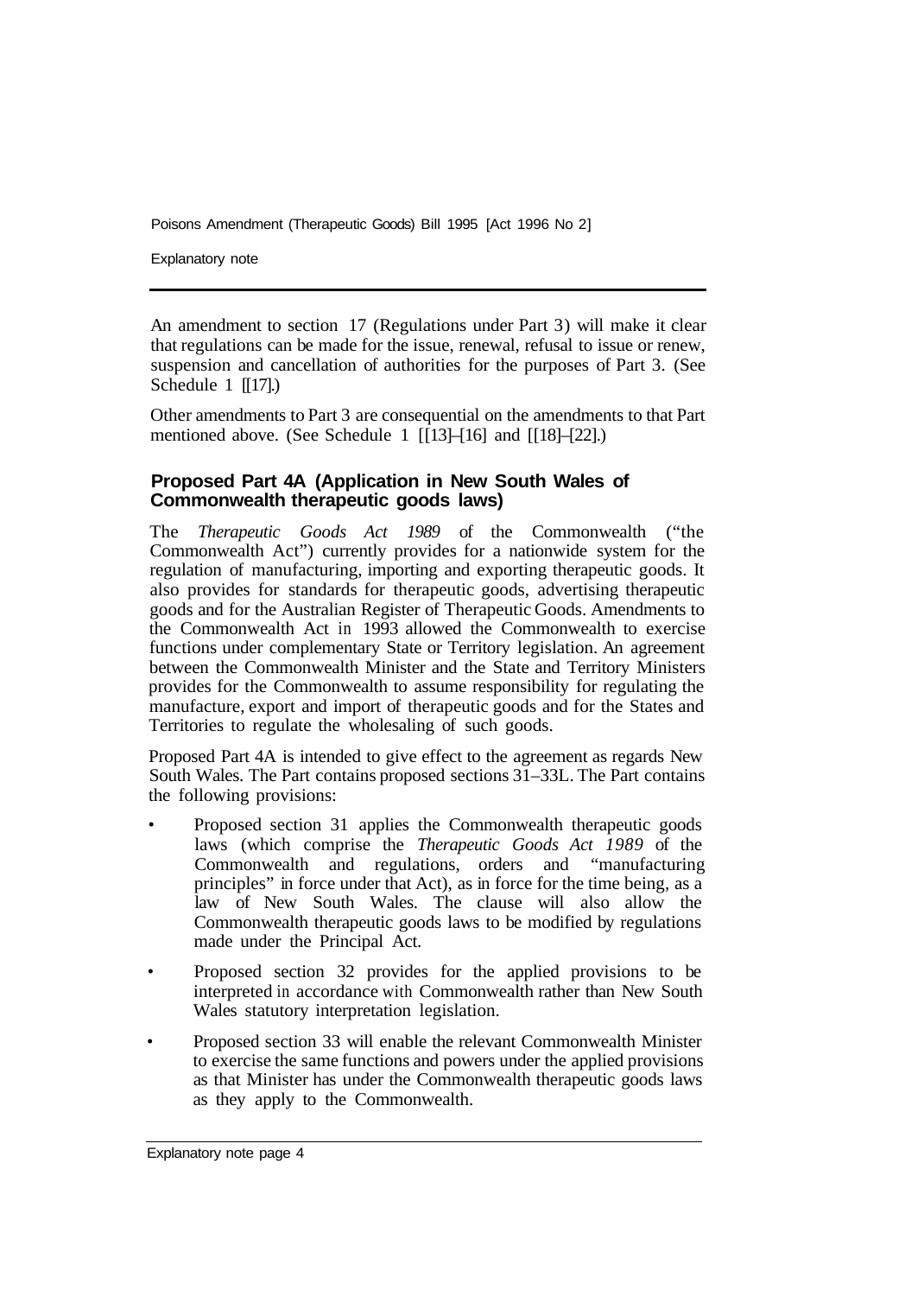An amendment to section 17 (Regulations under Part 3) will make it clear that regulations can be made for the issue, renewal, refusal to issue or renew, suspension and cancellation of authorities for the purposes of Part 3. (See Schedule 1 [[17].)

Other amendments to Part 3 are consequential on the amendments to that Part mentioned above. (See Schedule 1 [[13]–[16] and [[18]–[22].)

### Proposed Part 4A (Application in New South Wales of Commonwealth therapeutic goods laws)

The *Therapeutic Goods Act 1989* of the Commonwealth ("the Commonwealth Act") currently provides for a nationwide system for the regulation of manufacturing, importing and exporting therapeutic goods. It also provides for standards for therapeutic goods, advertising therapeutic goods and for the Australian Register of Therapeutic Goods. Amendments to the Commonwealth Act in 1993 allowed the Commonwealth to exercise functions under complementary State or Territory legislation. An agreement between the Commonwealth Minister and the State and Territory Ministers provides for the Commonwealth to assume responsibility for regulating the manufacture, export and import of therapeutic goods and for the States and Territories to regulate the wholesaling of such goods.

Proposed Part 4A is intended to give effect to the agreement as regards New South Wales. The Part contains proposed sections 31–33L. The Part contains the following provisions:

- Proposed section 31 applies the Commonwealth therapeutic goods laws (which comprise the *Therapeutic Goods Act 1989* of the Commonwealth and regulations, orders and "manufacturing principles" in force under that Act), as in force for the time being, as a law of New South Wales. The clause will also allow the Commonwealth therapeutic goods laws to be modified by regulations made under the Principal Act.
- Proposed section 32 provides for the applied provisions to be interpreted in accordance with Commonwealth rather than New South Wales statutory interpretation legislation.
- Proposed section 33 will enable the relevant Commonwealth Minister to exercise the same functions and powers under the applied provisions as that Minister has under the Commonwealth therapeutic goods laws as they apply to the Commonwealth.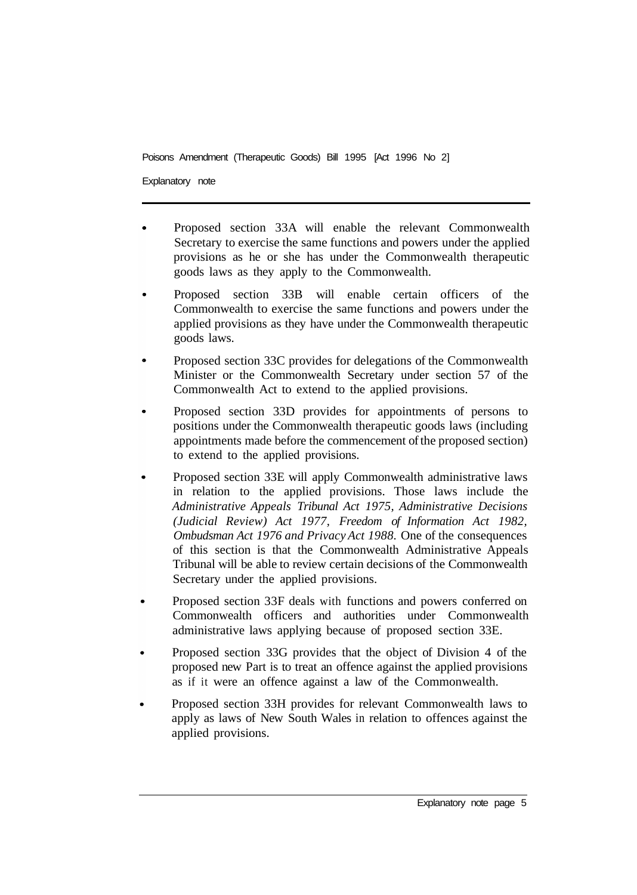- Proposed section 33A will enable the relevant Commonwealth Secretary to exercise the same functions and powers under the applied provisions as he or she has under the Commonwealth therapeutic goods laws as they apply to the Commonwealth.
- Proposed section 33B will enable certain officers of the Commonwealth to exercise the same functions and powers under the applied provisions as they have under the Commonwealth therapeutic goods laws.
- Proposed section 33C provides for delegations of the Commonwealth Minister or the Commonwealth Secretary under section 57 of the Commonwealth Act to extend to the applied provisions.
- Proposed section 33D provides for appointments of persons to positions under the Commonwealth therapeutic goods laws (including appointments made before the commencement of the proposed section) to extend to the applied provisions.
- Proposed section 33E will apply Commonwealth administrative laws in relation to the applied provisions. Those laws include the *Administrative Appeals Tribunal Act 1975, Administrative Decisions (Judicial Review) Act 1977, Freedom of Information Act 1982, Ombudsman Act 1976 and Privacy Act 1988.* One of the consequences of this section is that the Commonwealth Administrative Appeals Tribunal will be able to review certain decisions of the Commonwealth Secretary under the applied provisions.
- Proposed section 33F deals with functions and powers conferred on Commonwealth officers and authorities under Commonwealth administrative laws applying because of proposed section 33E.
- Proposed section 33G provides that the object of Division 4 of the proposed new Part is to treat an offence against the applied provisions as if it were an offence against a law of the Commonwealth.
- Proposed section 33H provides for relevant Commonwealth laws to apply as laws of New South Wales in relation to offences against the applied provisions.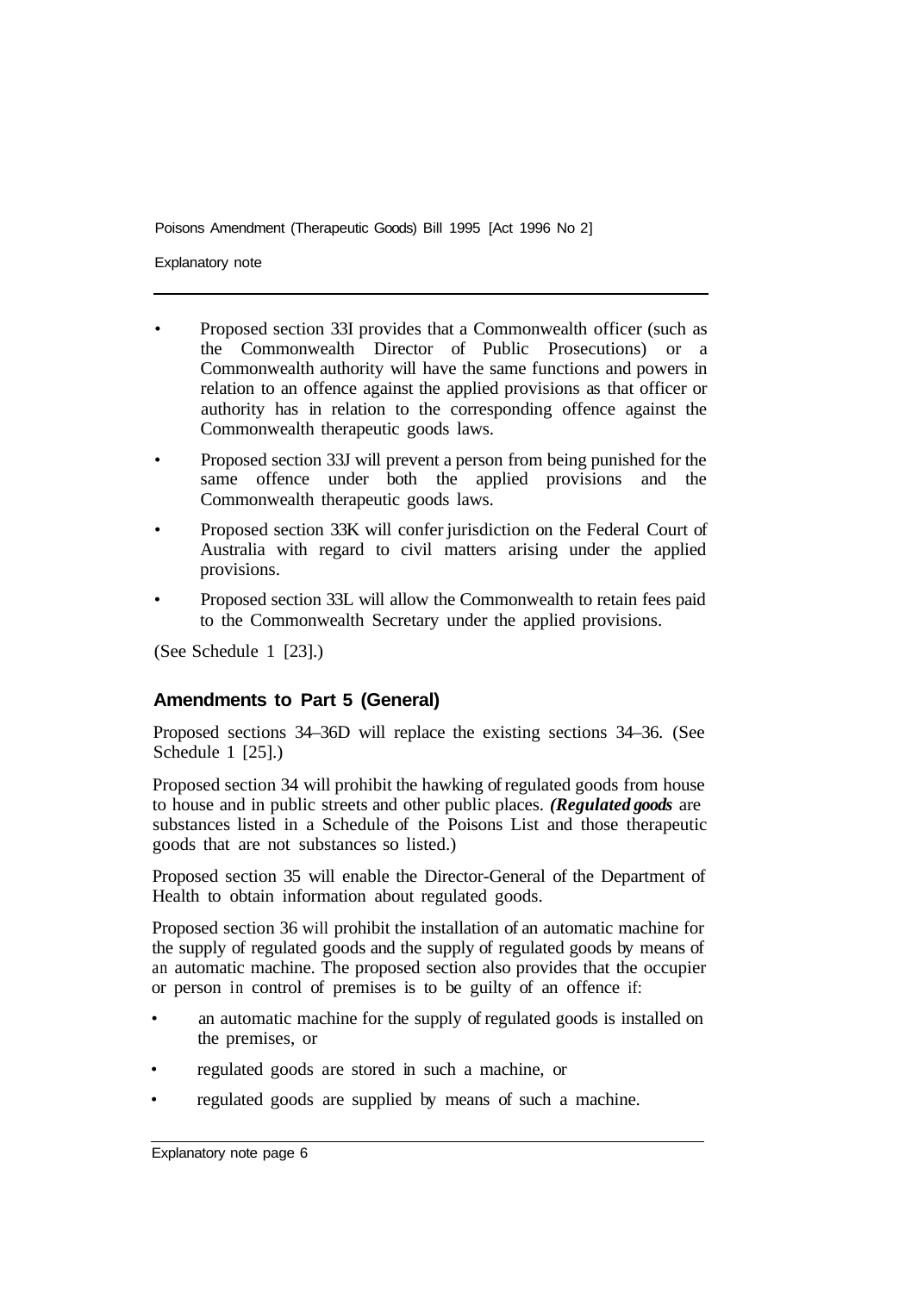- Proposed section 33I provides that a Commonwealth officer (such as the Commonwealth Director of Public Prosecutions) or a Commonwealth authority will have the same functions and powers in relation to an offence against the applied provisions as that officer or authority has in relation to the corresponding offence against the Commonwealth therapeutic goods laws.
- Proposed section 33J will prevent a person from being punished for the same offence under both the applied provisions and the Commonwealth therapeutic goods laws.
- Proposed section 33K will confer jurisdiction on the Federal Court of Australia with regard to civil matters arising under the applied provisions.
- Proposed section 33L will allow the Commonwealth to retain fees paid to the Commonwealth Secretary under the applied provisions.

(See Schedule 1 [23].)

## Amendments to Part 5 (General)

Proposed sections 34–36D will replace the existing sections 34–36. (See Schedule 1 [25].)

Proposed section 34 will prohibit the hawking of regulated goods from house to house and in public streets and other public places. ***(Regulated goods*** are substances listed in a Schedule of the Poisons List and those therapeutic goods that are not substances so listed.)

Proposed section 35 will enable the Director-General of the Department of Health to obtain information about regulated goods.

Proposed section 36 will prohibit the installation of an automatic machine for the supply of regulated goods and the supply of regulated goods by means of an automatic machine. The proposed section also provides that the occupier or person in control of premises is to be guilty of an offence if:

- an automatic machine for the supply of regulated goods is installed on the premises, or
- regulated goods are stored in such a machine, or
- regulated goods are supplied by means of such a machine.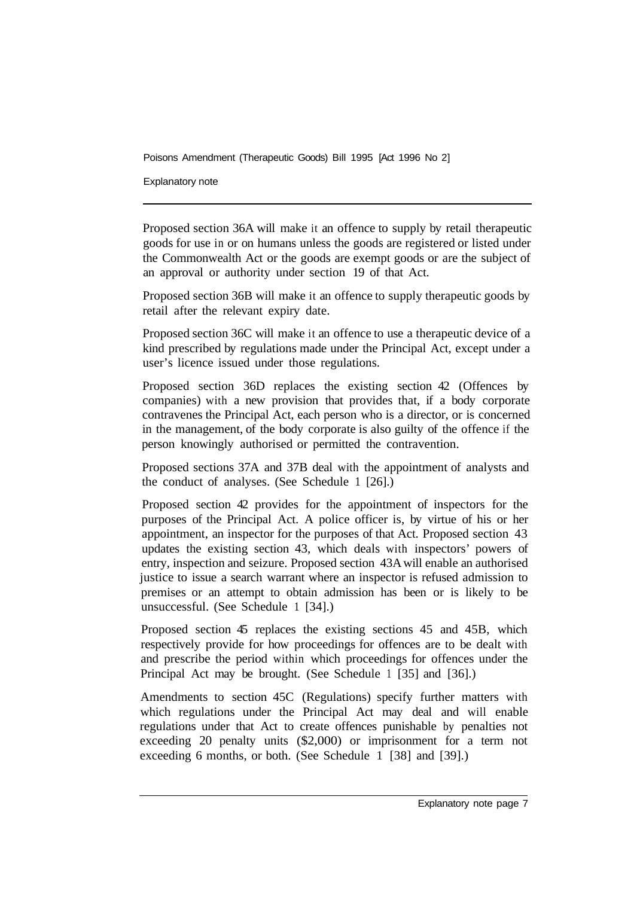Proposed section 36A will make it an offence to supply by retail therapeutic goods for use in or on humans unless the goods are registered or listed under the Commonwealth Act or the goods are exempt goods or are the subject of an approval or authority under section 19 of that Act.

Proposed section 36B will make it an offence to supply therapeutic goods by retail after the relevant expiry date.

Proposed section 36C will make it an offence to use a therapeutic device of a kind prescribed by regulations made under the Principal Act, except under a user's licence issued under those regulations.

Proposed section 36D replaces the existing section 42 (Offences by companies) with a new provision that provides that, if a body corporate contravenes the Principal Act, each person who is a director, or is concerned in the management, of the body corporate is also guilty of the offence if the person knowingly authorised or permitted the contravention.

Proposed sections 37A and 37B deal with the appointment of analysts and the conduct of analyses. (See Schedule 1 [26].)

Proposed section 42 provides for the appointment of inspectors for the purposes of the Principal Act. A police officer is, by virtue of his or her appointment, an inspector for the purposes of that Act. Proposed section 43 updates the existing section 43, which deals with inspectors' powers of entry, inspection and seizure. Proposed section 43A will enable an authorised justice to issue a search warrant where an inspector is refused admission to premises or an attempt to obtain admission has been or is likely to be unsuccessful. (See Schedule 1 [34].)

Proposed section 45 replaces the existing sections 45 and 45B, which respectively provide for how proceedings for offences are to be dealt with and prescribe the period within which proceedings for offences under the Principal Act may be brought. (See Schedule 1 [35] and [36].)

Amendments to section 45C (Regulations) specify further matters with which regulations under the Principal Act may deal and will enable regulations under that Act to create offences punishable by penalties not exceeding 20 penalty units ($2,000) or imprisonment for a term not exceeding 6 months, or both. (See Schedule 1 [38] and [39].)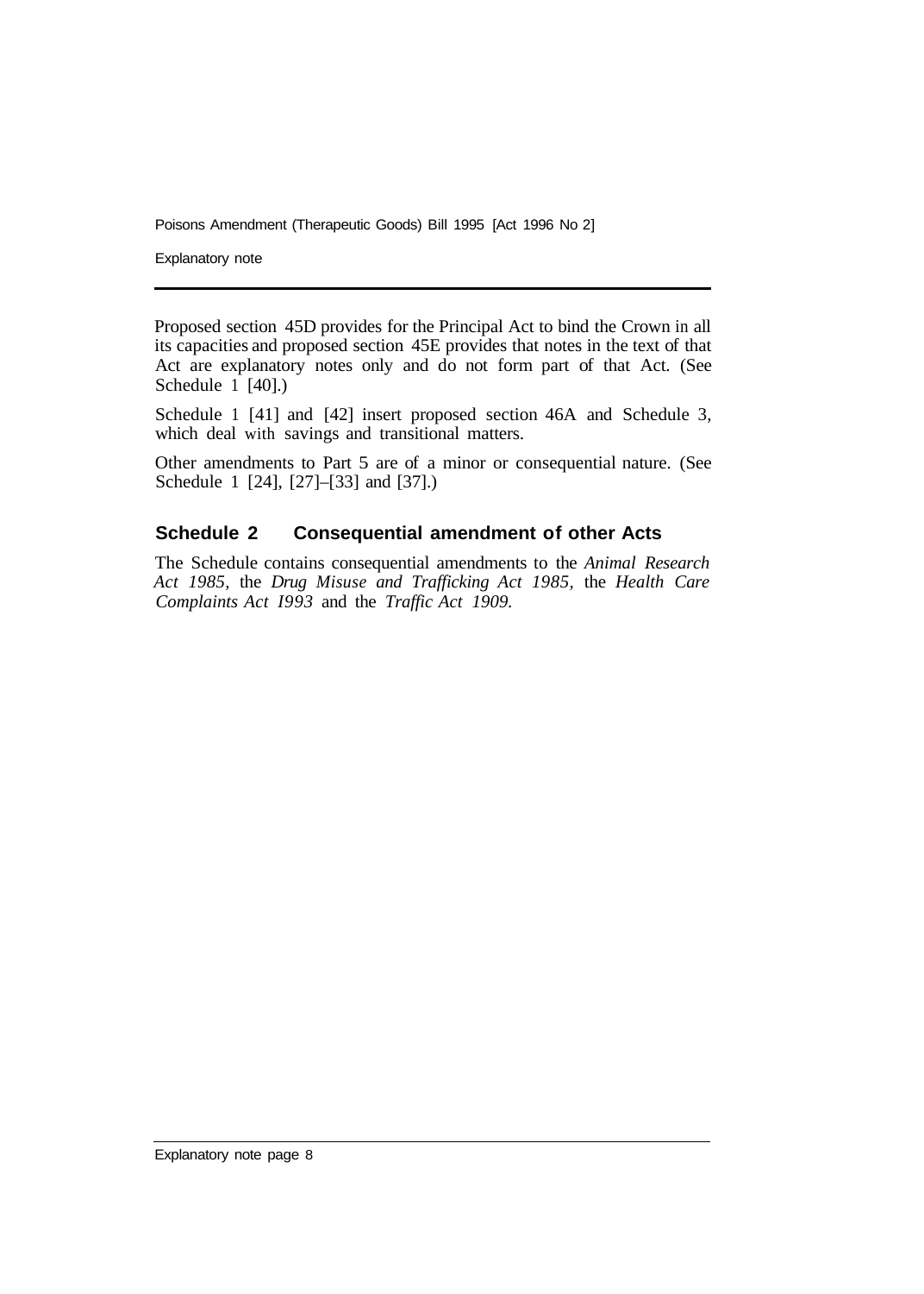Proposed section 45D provides for the Principal Act to bind the Crown in all its capacities and proposed section 45E provides that notes in the text of that Act are explanatory notes only and do not form part of that Act. (See Schedule 1 [40].)

Schedule 1 [41] and [42] insert proposed section 46A and Schedule 3, which deal with savings and transitional matters.

Other amendments to Part 5 are of a minor or consequential nature. (See Schedule 1 [24], [27]–[33] and [37].)

## Schedule 2 Consequential amendment of other Acts

The Schedule contains consequential amendments to the *Animal Research Act 1985,* the *Drug Misuse and Trafficking Act 1985,* the *Health Care Complaints Act I993* and the *Traffic Act 1909.*